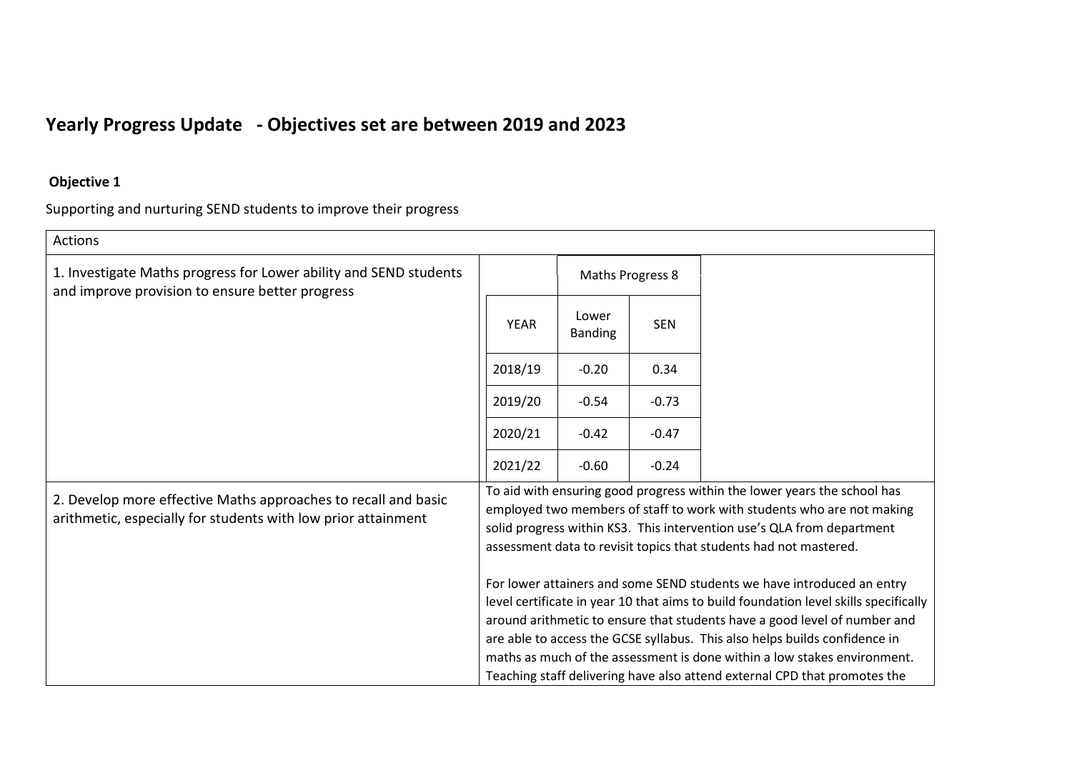# Yearly Progress Update - Objectives set are between 2019 and 2023

**Objective 1**

Supporting and nurturing SEND students to improve their progress

Actions

1. Investigate Maths progress for Lower ability and SEND students and improve provision to ensure better progress

| | Maths Progress 8 | |
|---|---|---|
| YEAR | Lower Banding | SEN |
| 2018/19 | -0.20 | 0.34 |
| 2019/20 | -0.54 | -0.73 |
| 2020/21 | -0.42 | -0.47 |
| 2021/22 | -0.60 | -0.24 |

2. Develop more effective Maths approaches to recall and basic arithmetic, especially for students with low prior attainment

To aid with ensuring good progress within the lower years the school has employed two members of staff to work with students who are not making solid progress within KS3. This intervention use's QLA from department assessment data to revisit topics that students had not mastered.

For lower attainers and some SEND students we have introduced an entry level certificate in year 10 that aims to build foundation level skills specifically around arithmetic to ensure that students have a good level of number and are able to access the GCSE syllabus. This also helps builds confidence in maths as much of the assessment is done within a low stakes environment. Teaching staff delivering have also attend external CPD that promotes the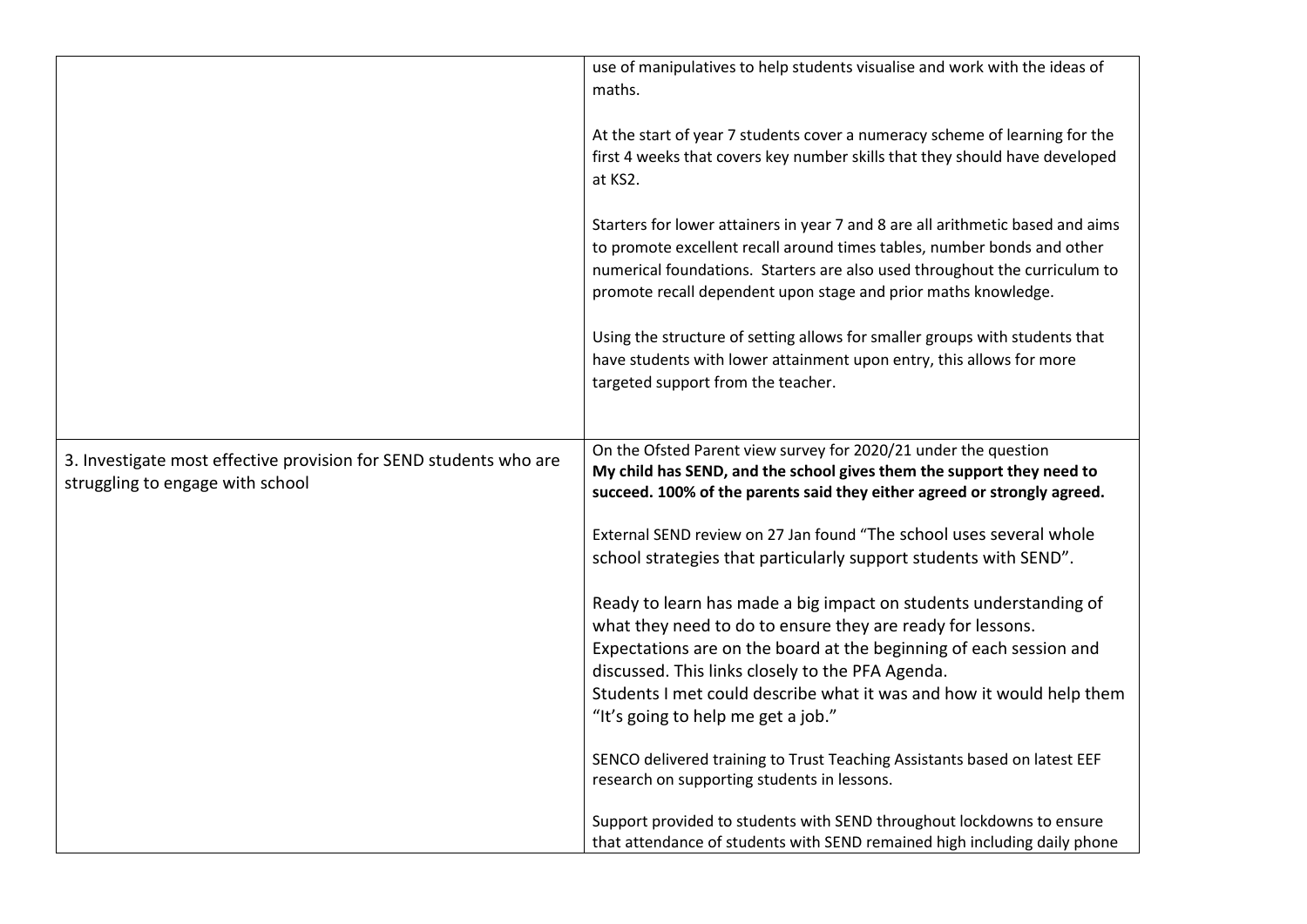| | |
|---|---|
| | use of manipulatives to help students visualise and work with the ideas of maths.<br><br>At the start of year 7 students cover a numeracy scheme of learning for the first 4 weeks that covers key number skills that they should have developed at KS2.<br><br>Starters for lower attainers in year 7 and 8 are all arithmetic based and aims to promote excellent recall around times tables, number bonds and other numerical foundations. Starters are also used throughout the curriculum to promote recall dependent upon stage and prior maths knowledge.<br><br>Using the structure of setting allows for smaller groups with students that have students with lower attainment upon entry, this allows for more targeted support from the teacher. |
| 3. Investigate most effective provision for SEND students who are struggling to engage with school | On the Ofsted Parent view survey for 2020/21 under the question **My child has SEND, and the school gives them the support they need to succeed. 100% of the parents said they either agreed or strongly agreed.**<br><br>External SEND review on 27 Jan found "The school uses several whole school strategies that particularly support students with SEND".<br><br>Ready to learn has made a big impact on students understanding of what they need to do to ensure they are ready for lessons. Expectations are on the board at the beginning of each session and discussed. This links closely to the PFA Agenda.<br>Students I met could describe what it was and how it would help them "It's going to help me get a job."<br><br>SENCO delivered training to Trust Teaching Assistants based on latest EEF research on supporting students in lessons.<br><br>Support provided to students with SEND throughout lockdowns to ensure that attendance of students with SEND remained high including daily phone |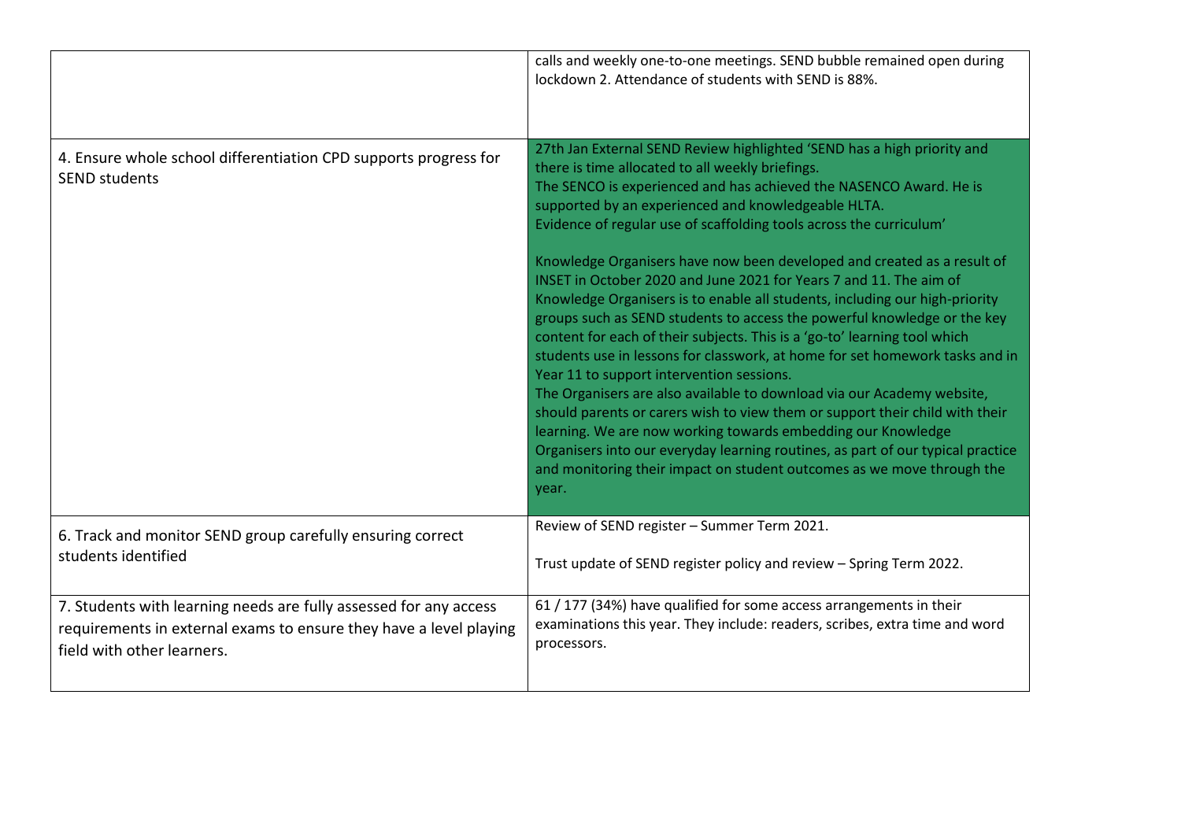| | |
|---|---|
| | calls and weekly one-to-one meetings. SEND bubble remained open during lockdown 2. Attendance of students with SEND is 88%. |
| 4. Ensure whole school differentiation CPD supports progress for SEND students | 27th Jan External SEND Review highlighted 'SEND has a high priority and there is time allocated to all weekly briefings.<br>The SENCO is experienced and has achieved the NASENCO Award. He is supported by an experienced and knowledgeable HLTA.<br>Evidence of regular use of scaffolding tools across the curriculum'<br><br>Knowledge Organisers have now been developed and created as a result of INSET in October 2020 and June 2021 for Years 7 and 11. The aim of Knowledge Organisers is to enable all students, including our high-priority groups such as SEND students to access the powerful knowledge or the key content for each of their subjects. This is a 'go-to' learning tool which students use in lessons for classwork, at home for set homework tasks and in Year 11 to support intervention sessions.<br>The Organisers are also available to download via our Academy website, should parents or carers wish to view them or support their child with their learning. We are now working towards embedding our Knowledge Organisers into our everyday learning routines, as part of our typical practice and monitoring their impact on student outcomes as we move through the year. |
| 6. Track and monitor SEND group carefully ensuring correct students identified | Review of SEND register – Summer Term 2021.<br><br>Trust update of SEND register policy and review – Spring Term 2022. |
| 7. Students with learning needs are fully assessed for any access requirements in external exams to ensure they have a level playing field with other learners. | 61 / 177 (34%) have qualified for some access arrangements in their examinations this year. They include: readers, scribes, extra time and word processors. |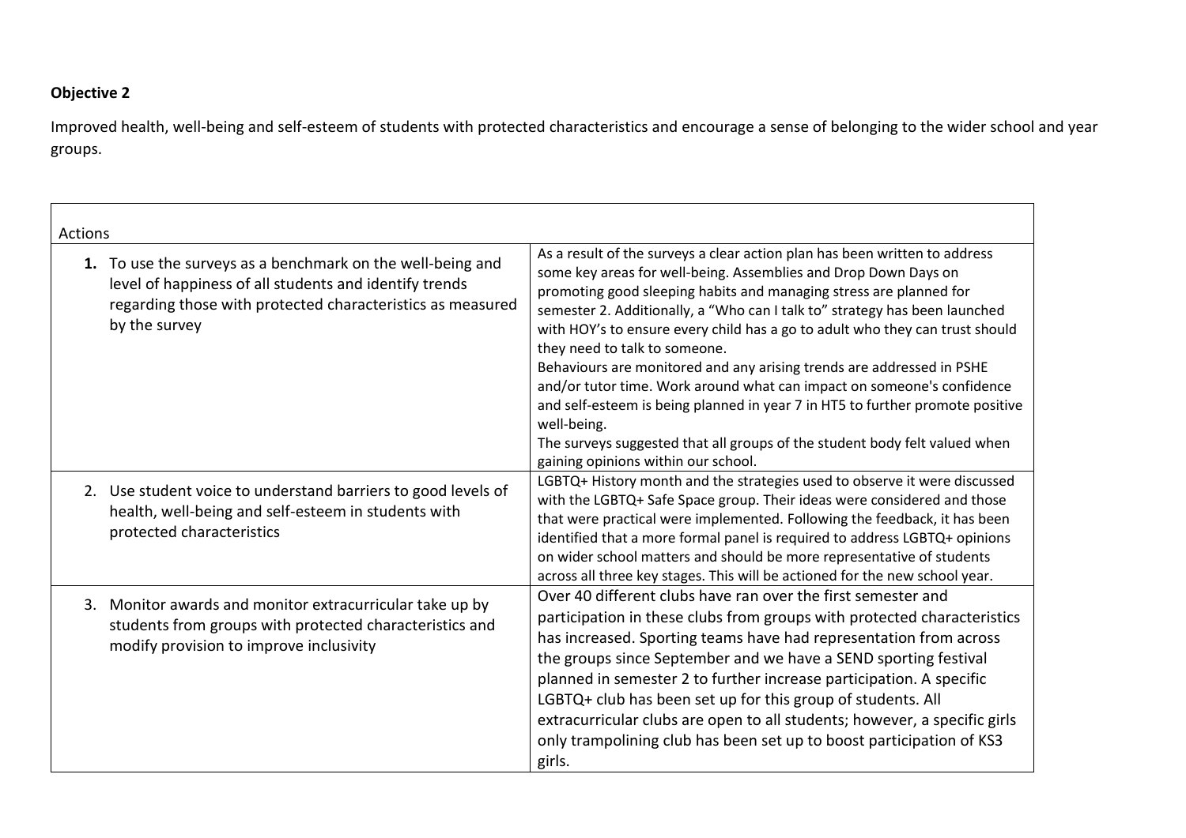**Objective 2**

Improved health, well-being and self-esteem of students with protected characteristics and encourage a sense of belonging to the wider school and year groups.

| Actions | |
|---|---|
| **1.** To use the surveys as a benchmark on the well-being and level of happiness of all students and identify trends regarding those with protected characteristics as measured by the survey | As a result of the surveys a clear action plan has been written to address some key areas for well-being. Assemblies and Drop Down Days on promoting good sleeping habits and managing stress are planned for semester 2. Additionally, a "Who can I talk to" strategy has been launched with HOY's to ensure every child has a go to adult who they can trust should they need to talk to someone.<br>Behaviours are monitored and any arising trends are addressed in PSHE and/or tutor time. Work around what can impact on someone's confidence and self-esteem is being planned in year 7 in HT5 to further promote positive well-being.<br>The surveys suggested that all groups of the student body felt valued when gaining opinions within our school. |
| 2. Use student voice to understand barriers to good levels of health, well-being and self-esteem in students with protected characteristics | LGBTQ+ History month and the strategies used to observe it were discussed with the LGBTQ+ Safe Space group. Their ideas were considered and those that were practical were implemented. Following the feedback, it has been identified that a more formal panel is required to address LGBTQ+ opinions on wider school matters and should be more representative of students across all three key stages. This will be actioned for the new school year. |
| 3. Monitor awards and monitor extracurricular take up by students from groups with protected characteristics and modify provision to improve inclusivity | Over 40 different clubs have ran over the first semester and participation in these clubs from groups with protected characteristics has increased. Sporting teams have had representation from across the groups since September and we have a SEND sporting festival planned in semester 2 to further increase participation. A specific LGBTQ+ club has been set up for this group of students. All extracurricular clubs are open to all students; however, a specific girls only trampolining club has been set up to boost participation of KS3 girls. |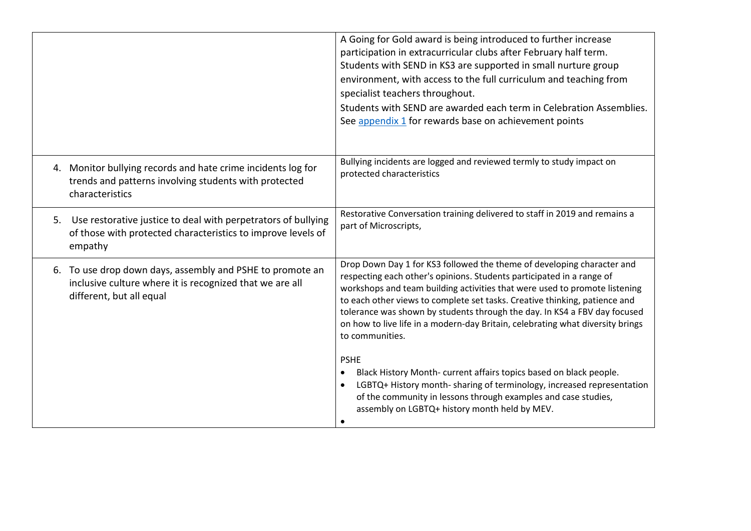| | |
|---|---|
| | A Going for Gold award is being introduced to further increase participation in extracurricular clubs after February half term.<br>Students with SEND in KS3 are supported in small nurture group environment, with access to the full curriculum and teaching from specialist teachers throughout.<br>Students with SEND are awarded each term in Celebration Assemblies.<br>See [appendix 1]() for rewards base on achievement points |
| 4. Monitor bullying records and hate crime incidents log for trends and patterns involving students with protected characteristics | Bullying incidents are logged and reviewed termly to study impact on protected characteristics |
| 5. Use restorative justice to deal with perpetrators of bullying of those with protected characteristics to improve levels of empathy | Restorative Conversation training delivered to staff in 2019 and remains a part of Microscripts, |
| 6. To use drop down days, assembly and PSHE to promote an inclusive culture where it is recognized that we are all different, but all equal | Drop Down Day 1 for KS3 followed the theme of developing character and respecting each other's opinions. Students participated in a range of workshops and team building activities that were used to promote listening to each other views to complete set tasks. Creative thinking, patience and tolerance was shown by students through the day. In KS4 a FBV day focused on how to live life in a modern-day Britain, celebrating what diversity brings to communities.<br><br>PSHE<br>• Black History Month- current affairs topics based on black people.<br>• LGBTQ+ History month- sharing of terminology, increased representation of the community in lessons through examples and case studies, assembly on LGBTQ+ history month held by MEV.<br>• |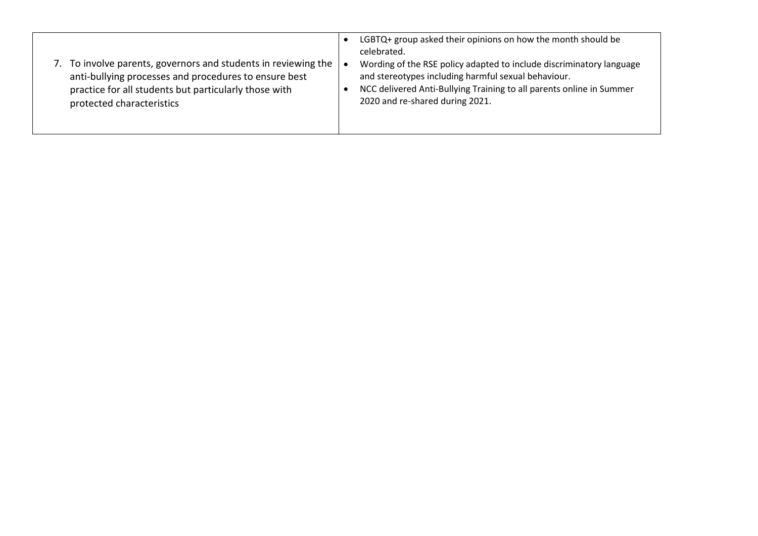| | |
|---|---|
| 7. To involve parents, governors and students in reviewing the anti-bullying processes and procedures to ensure best practice for all students but particularly those with protected characteristics | • LGBTQ+ group asked their opinions on how the month should be celebrated.<br>• Wording of the RSE policy adapted to include discriminatory language and stereotypes including harmful sexual behaviour.<br>• NCC delivered Anti-Bullying Training to all parents online in Summer 2020 and re-shared during 2021. |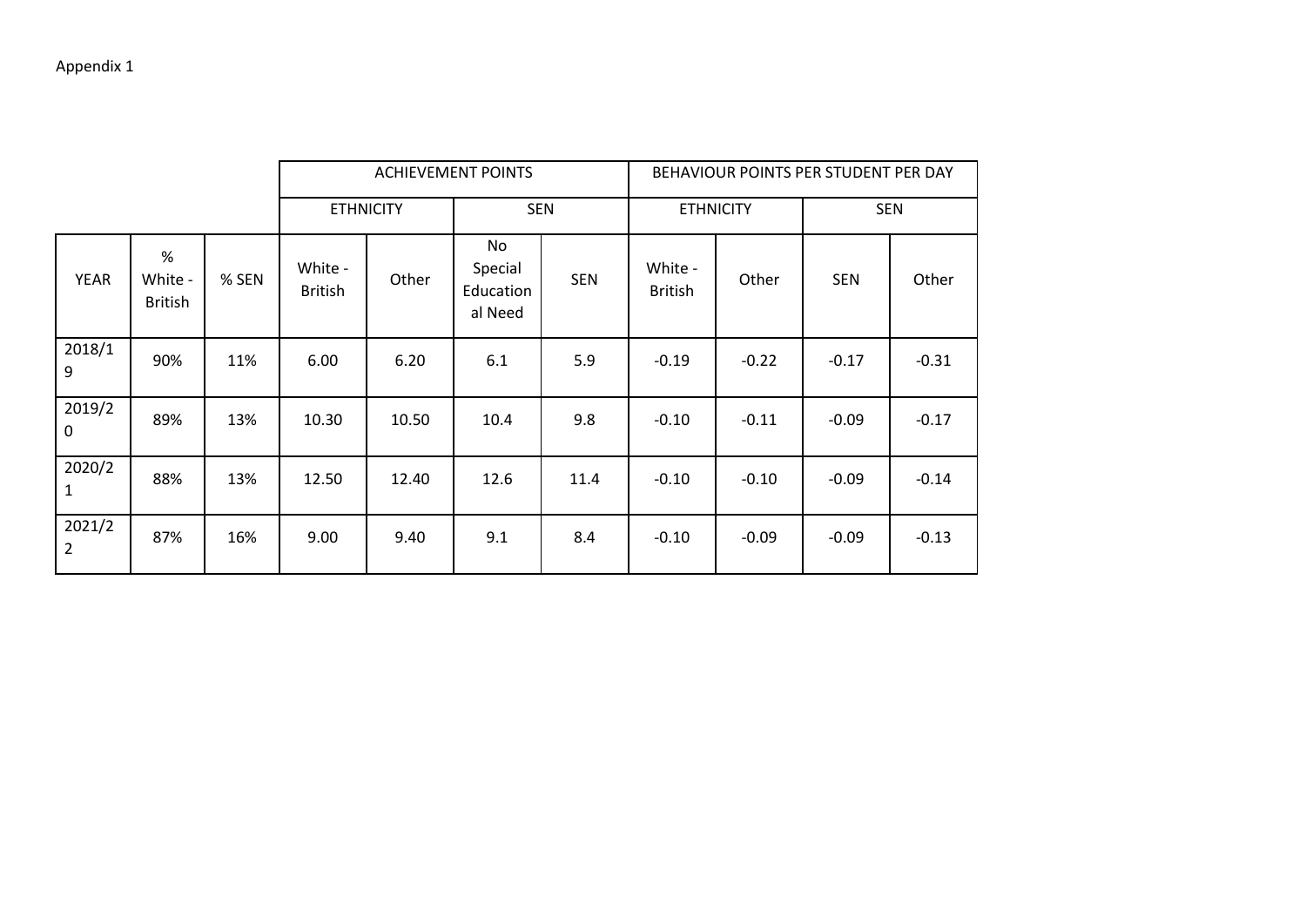Appendix 1

| | | | ACHIEVEMENT POINTS | | | | BEHAVIOUR POINTS PER STUDENT PER DAY | | | |
|---|---|---|---|---|---|---|---|---|---|---|
| | | | ETHNICITY | | SEN | | ETHNICITY | | SEN | |
| YEAR | % White - British | % SEN | White - British | Other | No Special Educational Need | SEN | White - British | Other | SEN | Other |
| 2018/19 | 90% | 11% | 6.00 | 6.20 | 6.1 | 5.9 | -0.19 | -0.22 | -0.17 | -0.31 |
| 2019/20 | 89% | 13% | 10.30 | 10.50 | 10.4 | 9.8 | -0.10 | -0.11 | -0.09 | -0.17 |
| 2020/21 | 88% | 13% | 12.50 | 12.40 | 12.6 | 11.4 | -0.10 | -0.10 | -0.09 | -0.14 |
| 2021/22 | 87% | 16% | 9.00 | 9.40 | 9.1 | 8.4 | -0.10 | -0.09 | -0.09 | -0.13 |